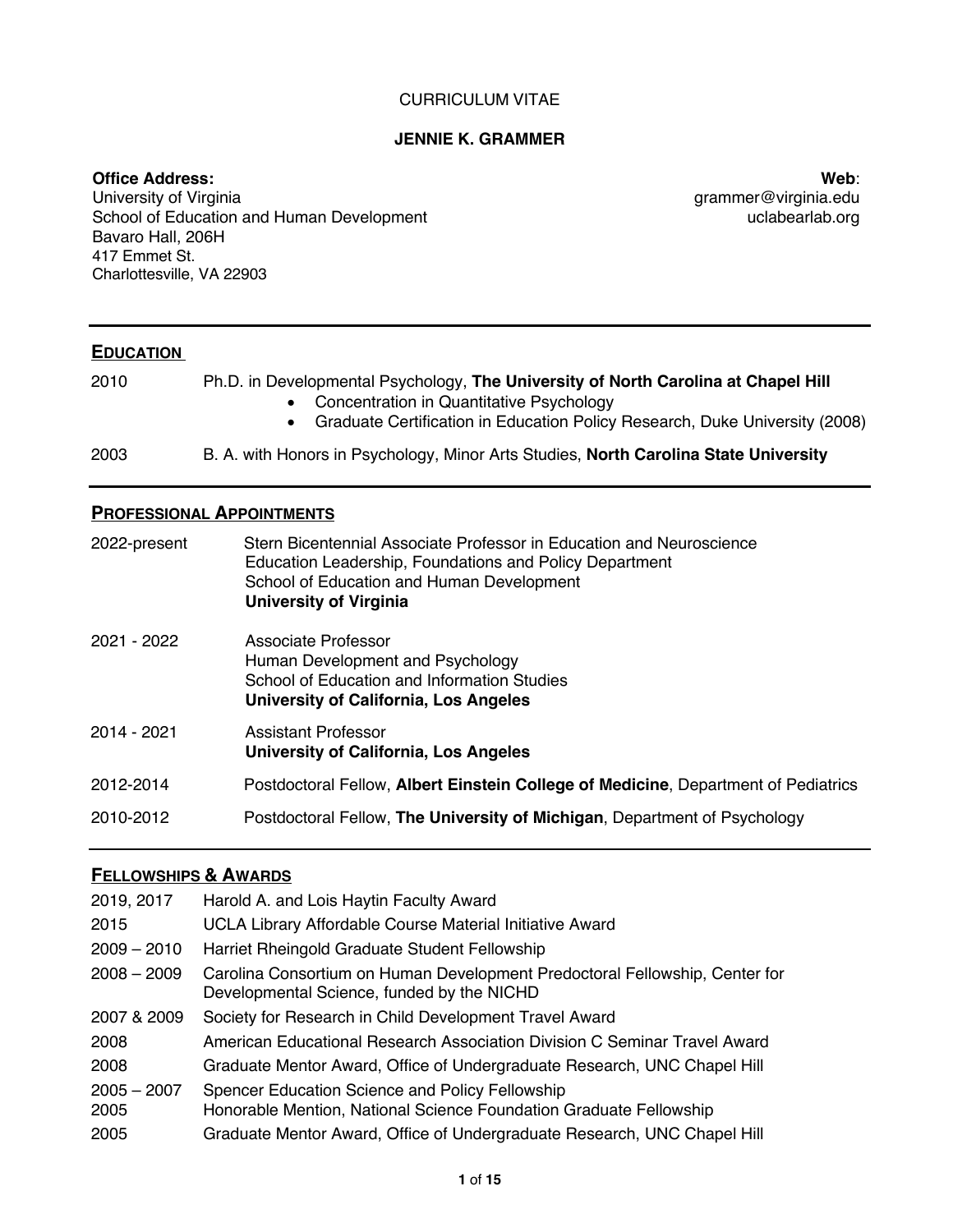CURRICULUM VITAE

# JENNIE K. GRAMMER

**Office Address:**
University of Virginia
School of Education and Human Development
Bavaro Hall, 206H
417 Emmet St.
Charlottesville, VA 22903

**Web**:
grammer@virginia.edu
uclabearlab.org

## EDUCATION

2010 Ph.D. in Developmental Psychology, **The University of North Carolina at Chapel Hill**
- Concentration in Quantitative Psychology
- Graduate Certification in Education Policy Research, Duke University (2008)

2003 B. A. with Honors in Psychology, Minor Arts Studies, **North Carolina State University**

## PROFESSIONAL APPOINTMENTS

2022-present Stern Bicentennial Associate Professor in Education and Neuroscience
Education Leadership, Foundations and Policy Department
School of Education and Human Development
**University of Virginia**

2021 - 2022 Associate Professor
Human Development and Psychology
School of Education and Information Studies
**University of California, Los Angeles**

2014 - 2021 Assistant Professor
**University of California, Los Angeles**

2012-2014 Postdoctoral Fellow, **Albert Einstein College of Medicine**, Department of Pediatrics

2010-2012 Postdoctoral Fellow, **The University of Michigan**, Department of Psychology

## FELLOWSHIPS & AWARDS

| | |
|---|---|
| 2019, 2017 | Harold A. and Lois Haytin Faculty Award |
| 2015 | UCLA Library Affordable Course Material Initiative Award |
| 2009 – 2010 | Harriet Rheingold Graduate Student Fellowship |
| 2008 – 2009 | Carolina Consortium on Human Development Predoctoral Fellowship, Center for Developmental Science, funded by the NICHD |
| 2007 & 2009 | Society for Research in Child Development Travel Award |
| 2008 | American Educational Research Association Division C Seminar Travel Award |
| 2008 | Graduate Mentor Award, Office of Undergraduate Research, UNC Chapel Hill |
| 2005 – 2007 | Spencer Education Science and Policy Fellowship |
| 2005 | Honorable Mention, National Science Foundation Graduate Fellowship |
| 2005 | Graduate Mentor Award, Office of Undergraduate Research, UNC Chapel Hill |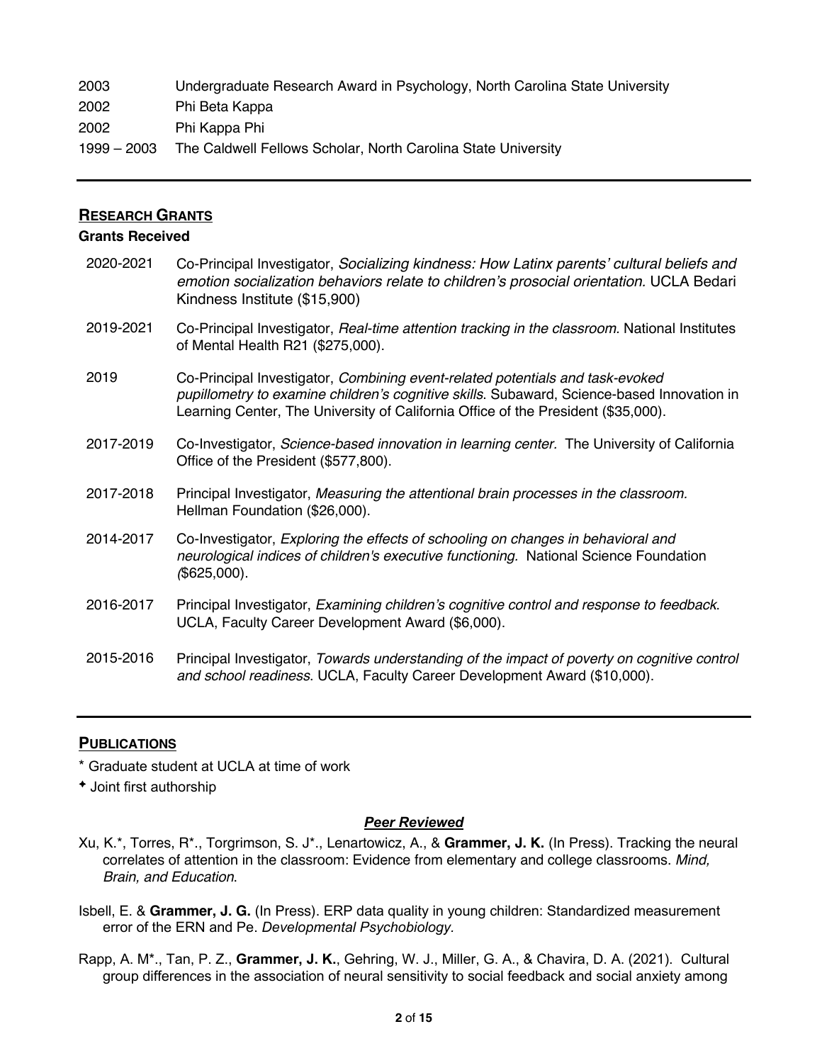| | |
|---|---|
| 2003 | Undergraduate Research Award in Psychology, North Carolina State University |
| 2002 | Phi Beta Kappa |
| 2002 | Phi Kappa Phi |
| 1999 – 2003 | The Caldwell Fellows Scholar, North Carolina State University |

## RESEARCH GRANTS

### Grants Received

| | |
|---|---|
| 2020-2021 | Co-Principal Investigator, *Socializing kindness: How Latinx parents' cultural beliefs and emotion socialization behaviors relate to children's prosocial orientation.* UCLA Bedari Kindness Institute ($15,900) |
| 2019-2021 | Co-Principal Investigator, *Real-time attention tracking in the classroom.* National Institutes of Mental Health R21 ($275,000). |
| 2019 | Co-Principal Investigator, *Combining event-related potentials and task-evoked pupillometry to examine children's cognitive skills*. Subaward, Science-based Innovation in Learning Center, The University of California Office of the President ($35,000). |
| 2017-2019 | Co-Investigator, *Science-based innovation in learning center.* The University of California Office of the President ($577,800). |
| 2017-2018 | Principal Investigator, *Measuring the attentional brain processes in the classroom.* Hellman Foundation ($26,000). |
| 2014-2017 | Co-Investigator, *Exploring the effects of schooling on changes in behavioral and neurological indices of children's executive functioning.* National Science Foundation ($625,000). |
| 2016-2017 | Principal Investigator, *Examining children's cognitive control and response to feedback*. UCLA, Faculty Career Development Award ($6,000). |
| 2015-2016 | Principal Investigator, *Towards understanding of the impact of poverty on cognitive control and school readiness*. UCLA, Faculty Career Development Award ($10,000). |

## PUBLICATIONS

\* Graduate student at UCLA at time of work

✦ Joint first authorship

### *Peer Reviewed*

Xu, K.*, Torres, R*., Torgrimson, S. J*., Lenartowicz, A., & **Grammer, J. K.** (In Press). Tracking the neural correlates of attention in the classroom: Evidence from elementary and college classrooms. *Mind, Brain, and Education*.

Isbell, E. & **Grammer, J. G.** (In Press). ERP data quality in young children: Standardized measurement error of the ERN and Pe. *Developmental Psychobiology.*

Rapp, A. M*., Tan, P. Z., **Grammer, J. K.**, Gehring, W. J., Miller, G. A., & Chavira, D. A. (2021). Cultural group differences in the association of neural sensitivity to social feedback and social anxiety among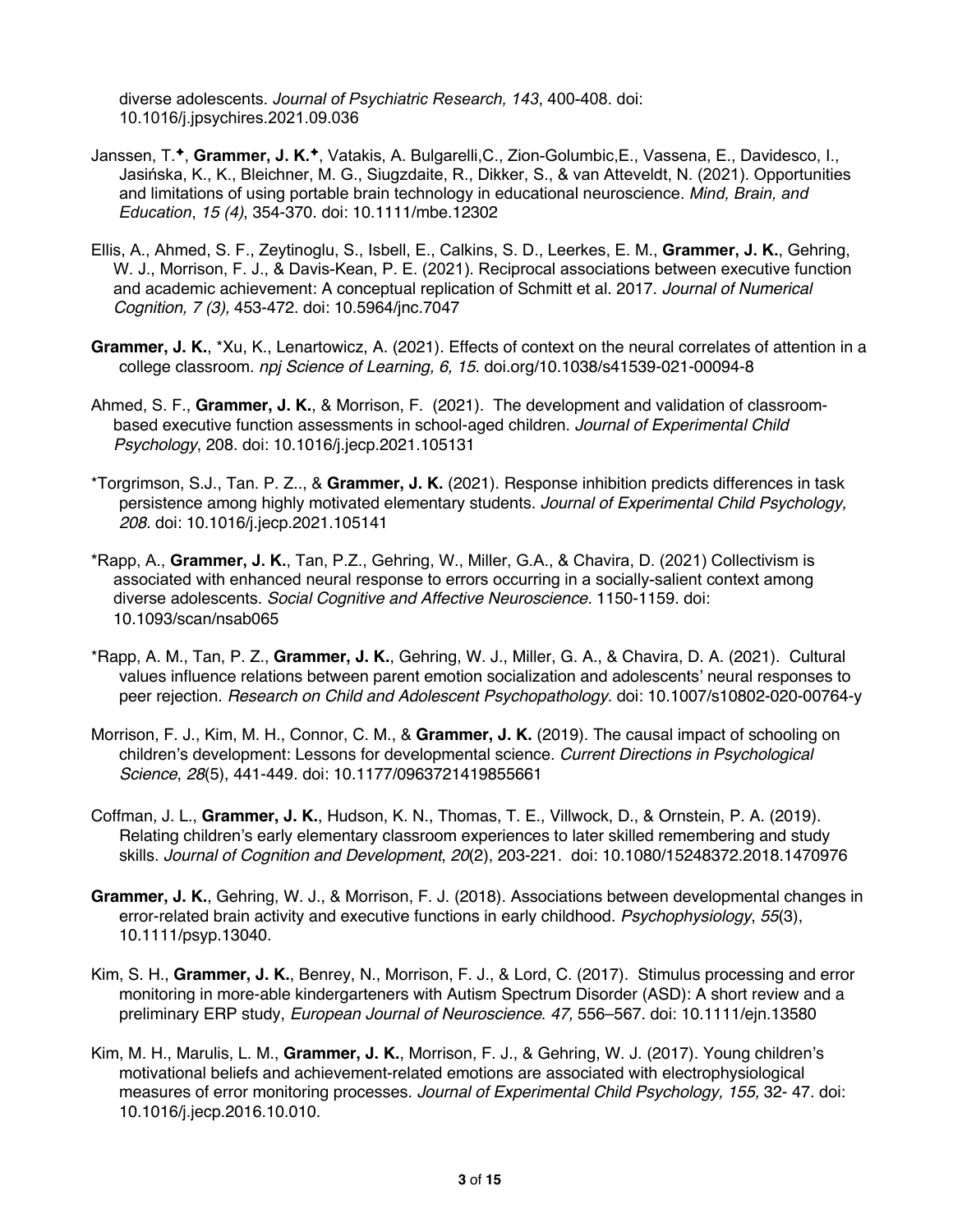diverse adolescents. *Journal of Psychiatric Research, 143*, 400-408. doi: 10.1016/j.jpsychires.2021.09.036

Janssen, T.✦, **Grammer, J. K.**✦, Vatakis, A. Bulgarelli,C., Zion-Golumbic,E., Vassena, E., Davidesco, I., Jasińska, K., K., Bleichner, M. G., Siugzdaite, R., Dikker, S., & van Atteveldt, N. (2021). Opportunities and limitations of using portable brain technology in educational neuroscience. *Mind, Brain, and Education*, *15 (4)*, 354-370. doi: 10.1111/mbe.12302

Ellis, A., Ahmed, S. F., Zeytinoglu, S., Isbell, E., Calkins, S. D., Leerkes, E. M., **Grammer, J. K.**, Gehring, W. J., Morrison, F. J., & Davis-Kean, P. E. (2021). Reciprocal associations between executive function and academic achievement: A conceptual replication of Schmitt et al. 2017. *Journal of Numerical Cognition, 7 (3),* 453-472. doi: 10.5964/jnc.7047

**Grammer, J. K.**, *Xu, K., Lenartowicz, A. (2021). Effects of context on the neural correlates of attention in a college classroom. *npj Science of Learning, 6, 15.* doi.org/10.1038/s41539-021-00094-8

Ahmed, S. F., **Grammer, J. K.**, & Morrison, F. (2021). The development and validation of classroom-based executive function assessments in school-aged children. *Journal of Experimental Child Psychology*, 208. doi: 10.1016/j.jecp.2021.105131

*Torgrimson, S.J., Tan. P. Z.., & **Grammer, J. K.** (2021). Response inhibition predicts differences in task persistence among highly motivated elementary students. *Journal of Experimental Child Psychology, 208.* doi: 10.1016/j.jecp.2021.105141

*Rapp, A., **Grammer, J. K.**, Tan, P.Z., Gehring, W., Miller, G.A., & Chavira, D. (2021) Collectivism is associated with enhanced neural response to errors occurring in a socially-salient context among diverse adolescents. *Social Cognitive and Affective Neuroscience.* 1150-1159. doi: 10.1093/scan/nsab065

*Rapp, A. M., Tan, P. Z., **Grammer, J. K.**, Gehring, W. J., Miller, G. A., & Chavira, D. A. (2021). Cultural values influence relations between parent emotion socialization and adolescents' neural responses to peer rejection. *Research on Child and Adolescent Psychopathology.* doi: 10.1007/s10802-020-00764-y

Morrison, F. J., Kim, M. H., Connor, C. M., & **Grammer, J. K.** (2019). The causal impact of schooling on children's development: Lessons for developmental science. *Current Directions in Psychological Science*, *28*(5), 441-449. doi: 10.1177/0963721419855661

Coffman, J. L., **Grammer, J. K.**, Hudson, K. N., Thomas, T. E., Villwock, D., & Ornstein, P. A. (2019). Relating children's early elementary classroom experiences to later skilled remembering and study skills. *Journal of Cognition and Development*, *20*(2), 203-221. doi: 10.1080/15248372.2018.1470976

**Grammer, J. K.**, Gehring, W. J., & Morrison, F. J. (2018). Associations between developmental changes in error-related brain activity and executive functions in early childhood. *Psychophysiology*, *55*(3), 10.1111/psyp.13040.

Kim, S. H., **Grammer, J. K.**, Benrey, N., Morrison, F. J., & Lord, C. (2017). Stimulus processing and error monitoring in more-able kindergarteners with Autism Spectrum Disorder (ASD): A short review and a preliminary ERP study, *European Journal of Neuroscience*. *47,* 556–567. doi: 10.1111/ejn.13580

Kim, M. H., Marulis, L. M., **Grammer, J. K.**, Morrison, F. J., & Gehring, W. J. (2017). Young children's motivational beliefs and achievement-related emotions are associated with electrophysiological measures of error monitoring processes. *Journal of Experimental Child Psychology, 155,* 32- 47. doi: 10.1016/j.jecp.2016.10.010.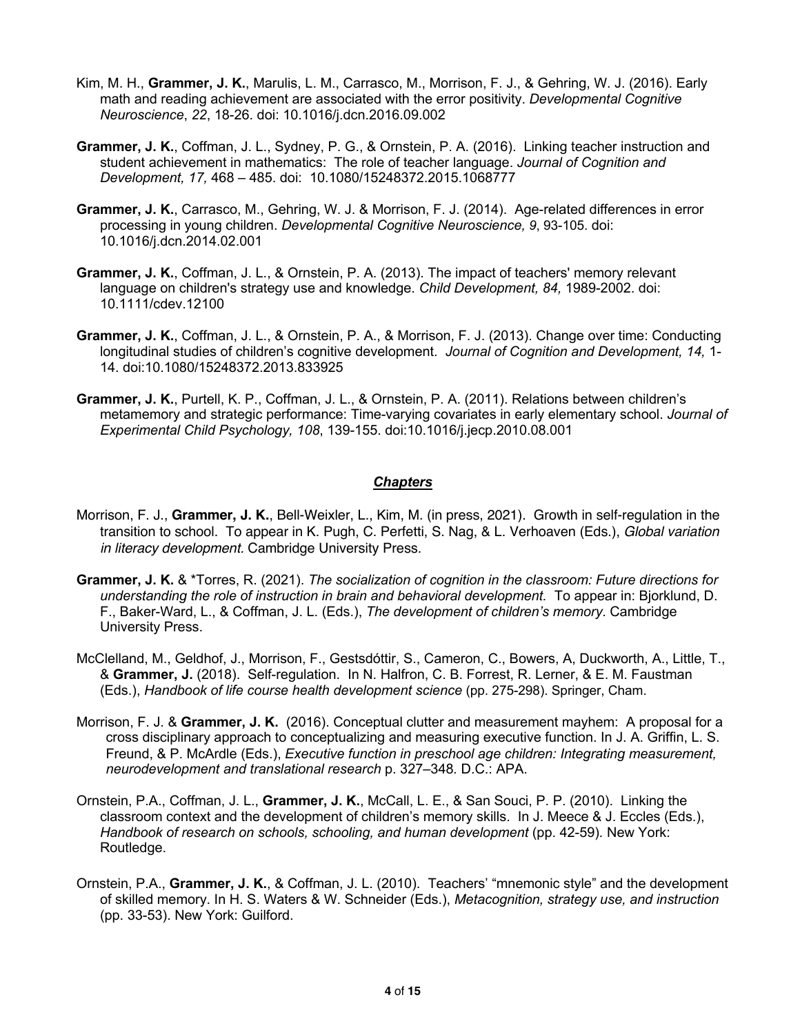Kim, M. H., **Grammer, J. K.**, Marulis, L. M., Carrasco, M., Morrison, F. J., & Gehring, W. J. (2016). Early math and reading achievement are associated with the error positivity. *Developmental Cognitive Neuroscience*, *22*, 18-26. doi: 10.1016/j.dcn.2016.09.002

**Grammer, J. K.**, Coffman, J. L., Sydney, P. G., & Ornstein, P. A. (2016). Linking teacher instruction and student achievement in mathematics: The role of teacher language. *Journal of Cognition and Development, 17,* 468 – 485. doi: 10.1080/15248372.2015.1068777

**Grammer, J. K.**, Carrasco, M., Gehring, W. J. & Morrison, F. J. (2014). Age-related differences in error processing in young children. *Developmental Cognitive Neuroscience, 9*, 93-105. doi: 10.1016/j.dcn.2014.02.001

**Grammer, J. K.**, Coffman, J. L., & Ornstein, P. A. (2013). The impact of teachers' memory relevant language on children's strategy use and knowledge. *Child Development, 84,* 1989-2002. doi: 10.1111/cdev.12100

**Grammer, J. K.**, Coffman, J. L., & Ornstein, P. A., & Morrison, F. J. (2013). Change over time: Conducting longitudinal studies of children's cognitive development. *Journal of Cognition and Development, 14,* 1-14. doi:10.1080/15248372.2013.833925

**Grammer, J. K.**, Purtell, K. P., Coffman, J. L., & Ornstein, P. A. (2011). Relations between children's metamemory and strategic performance: Time-varying covariates in early elementary school. *Journal of Experimental Child Psychology, 108*, 139-155. doi:10.1016/j.jecp.2010.08.001

## *Chapters*

Morrison, F. J., **Grammer, J. K.**, Bell-Weixler, L., Kim, M. (in press, 2021). Growth in self-regulation in the transition to school. To appear in K. Pugh, C. Perfetti, S. Nag, & L. Verhoaven (Eds.), *Global variation in literacy development.* Cambridge University Press.

**Grammer, J. K.** & *Torres, R. (2021). *The socialization of cognition in the classroom: Future directions for understanding the role of instruction in brain and behavioral development.* To appear in: Bjorklund, D. F., Baker-Ward, L., & Coffman, J. L. (Eds.), *The development of children's memory*. Cambridge University Press.

McClelland, M., Geldhof, J., Morrison, F., Gestsdóttir, S., Cameron, C., Bowers, A, Duckworth, A., Little, T., & **Grammer, J.** (2018). Self-regulation. In N. Halfron, C. B. Forrest, R. Lerner, & E. M. Faustman (Eds.), *Handbook of life course health development science* (pp. 275-298). Springer, Cham.

Morrison, F. J. & **Grammer, J. K.** (2016). Conceptual clutter and measurement mayhem: A proposal for a cross disciplinary approach to conceptualizing and measuring executive function. In J. A. Griffin, L. S. Freund, & P. McArdle (Eds.), *Executive function in preschool age children: Integrating measurement, neurodevelopment and translational research* p. 327–348. D.C.: APA.

Ornstein, P.A., Coffman, J. L., **Grammer, J. K.**, McCall, L. E., & San Souci, P. P. (2010). Linking the classroom context and the development of children's memory skills. In J. Meece & J. Eccles (Eds.), *Handbook of research on schools, schooling, and human development* (pp. 42-59). New York: Routledge.

Ornstein, P.A., **Grammer, J. K.**, & Coffman, J. L. (2010). Teachers' "mnemonic style" and the development of skilled memory. In H. S. Waters & W. Schneider (Eds.), *Metacognition, strategy use, and instruction* (pp. 33-53). New York: Guilford.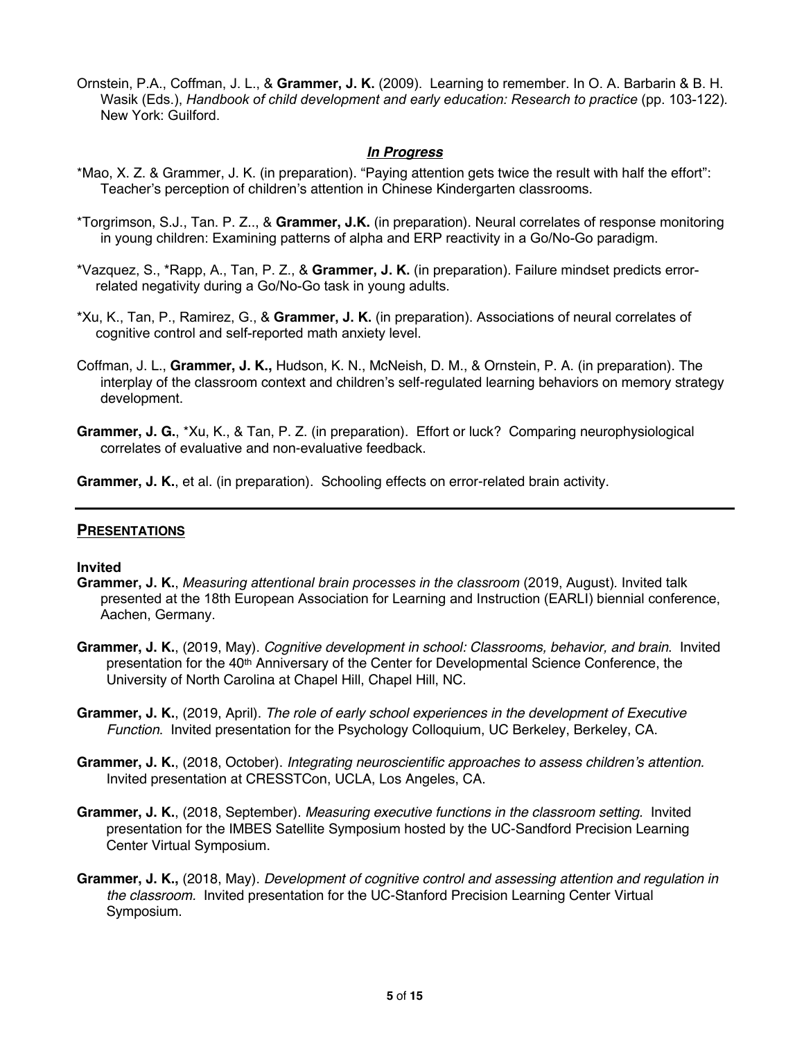Ornstein, P.A., Coffman, J. L., & **Grammer, J. K.** (2009). Learning to remember. In O. A. Barbarin & B. H. Wasik (Eds.), *Handbook of child development and early education: Research to practice* (pp. 103-122). New York: Guilford.

### ***In Progress***

*Mao, X. Z. & Grammer, J. K. (in preparation). "Paying attention gets twice the result with half the effort": Teacher's perception of children's attention in Chinese Kindergarten classrooms.

*Torgrimson, S.J., Tan. P. Z.., & **Grammer, J.K.** (in preparation). Neural correlates of response monitoring in young children: Examining patterns of alpha and ERP reactivity in a Go/No-Go paradigm.

*Vazquez, S., *Rapp, A., Tan, P. Z., & **Grammer, J. K.** (in preparation). Failure mindset predicts error-related negativity during a Go/No-Go task in young adults.

*Xu, K., Tan, P., Ramirez, G., & **Grammer, J. K.** (in preparation). Associations of neural correlates of cognitive control and self-reported math anxiety level.

Coffman, J. L., **Grammer, J. K.,** Hudson, K. N., McNeish, D. M., & Ornstein, P. A. (in preparation). The interplay of the classroom context and children's self-regulated learning behaviors on memory strategy development.

**Grammer, J. G.**, *Xu, K., & Tan, P. Z. (in preparation). Effort or luck? Comparing neurophysiological correlates of evaluative and non-evaluative feedback.

**Grammer, J. K.**, et al. (in preparation). Schooling effects on error-related brain activity.

---

## PRESENTATIONS

**Invited**

**Grammer, J. K.**, *Measuring attentional brain processes in the classroom* (2019, August). Invited talk presented at the 18th European Association for Learning and Instruction (EARLI) biennial conference, Aachen, Germany.

**Grammer, J. K.**, (2019, May). *Cognitive development in school: Classrooms, behavior, and brain.* Invited presentation for the 40th Anniversary of the Center for Developmental Science Conference, the University of North Carolina at Chapel Hill, Chapel Hill, NC.

**Grammer, J. K.**, (2019, April). *The role of early school experiences in the development of Executive Function.* Invited presentation for the Psychology Colloquium, UC Berkeley, Berkeley, CA.

**Grammer, J. K.**, (2018, October). *Integrating neuroscientific approaches to assess children's attention.* Invited presentation at CRESSTCon, UCLA, Los Angeles, CA.

**Grammer, J. K.**, (2018, September). *Measuring executive functions in the classroom setting.* Invited presentation for the IMBES Satellite Symposium hosted by the UC-Sandford Precision Learning Center Virtual Symposium.

**Grammer, J. K.,** (2018, May). *Development of cognitive control and assessing attention and regulation in the classroom.* Invited presentation for the UC-Stanford Precision Learning Center Virtual Symposium.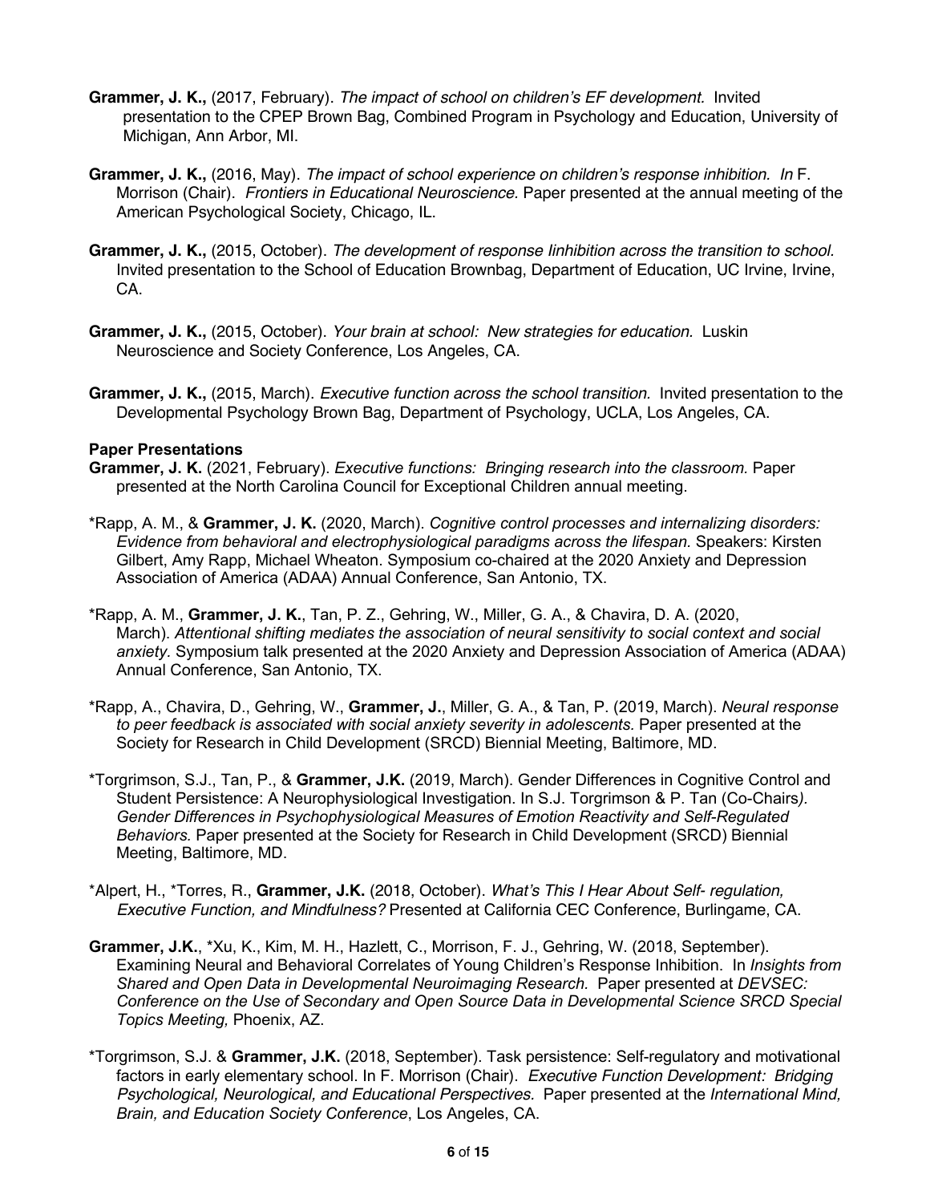**Grammer, J. K.,** (2017, February). *The impact of school on children's EF development.* Invited presentation to the CPEP Brown Bag, Combined Program in Psychology and Education, University of Michigan, Ann Arbor, MI.

**Grammer, J. K.,** (2016, May). *The impact of school experience on children's response inhibition. In* F. Morrison (Chair). *Frontiers in Educational Neuroscience.* Paper presented at the annual meeting of the American Psychological Society, Chicago, IL.

**Grammer, J. K.,** (2015, October). *The development of response Iinhibition across the transition to school.* Invited presentation to the School of Education Brownbag, Department of Education, UC Irvine, Irvine, CA.

**Grammer, J. K.,** (2015, October). *Your brain at school: New strategies for education.* Luskin Neuroscience and Society Conference, Los Angeles, CA.

**Grammer, J. K.,** (2015, March). *Executive function across the school transition.* Invited presentation to the Developmental Psychology Brown Bag, Department of Psychology, UCLA, Los Angeles, CA.

**Paper Presentations**

**Grammer, J. K.** (2021, February). *Executive functions: Bringing research into the classroom.* Paper presented at the North Carolina Council for Exceptional Children annual meeting.

*Rapp, A. M., & **Grammer, J. K.** (2020, March). *Cognitive control processes and internalizing disorders: Evidence from behavioral and electrophysiological paradigms across the lifespan.* Speakers: Kirsten Gilbert, Amy Rapp, Michael Wheaton. Symposium co-chaired at the 2020 Anxiety and Depression Association of America (ADAA) Annual Conference, San Antonio, TX.

*Rapp, A. M., **Grammer, J. K.**, Tan, P. Z., Gehring, W., Miller, G. A., & Chavira, D. A. (2020, March). *Attentional shifting mediates the association of neural sensitivity to social context and social anxiety.* Symposium talk presented at the 2020 Anxiety and Depression Association of America (ADAA) Annual Conference, San Antonio, TX.

*Rapp, A., Chavira, D., Gehring, W., **Grammer, J.**, Miller, G. A., & Tan, P. (2019, March). *Neural response to peer feedback is associated with social anxiety severity in adolescents.* Paper presented at the Society for Research in Child Development (SRCD) Biennial Meeting, Baltimore, MD.

*Torgrimson, S.J., Tan, P., & **Grammer, J.K.** (2019, March). Gender Differences in Cognitive Control and Student Persistence: A Neurophysiological Investigation. In S.J. Torgrimson & P. Tan (Co-Chairs*). Gender Differences in Psychophysiological Measures of Emotion Reactivity and Self-Regulated Behaviors.* Paper presented at the Society for Research in Child Development (SRCD) Biennial Meeting, Baltimore, MD.

*Alpert, H., *Torres, R., **Grammer, J.K.** (2018, October). *What's This I Hear About Self- regulation, Executive Function, and Mindfulness?* Presented at California CEC Conference, Burlingame, CA.

**Grammer, J.K.**, *Xu, K., Kim, M. H., Hazlett, C., Morrison, F. J., Gehring, W. (2018, September). Examining Neural and Behavioral Correlates of Young Children's Response Inhibition. In *Insights from Shared and Open Data in Developmental Neuroimaging Research.* Paper presented at *DEVSEC: Conference on the Use of Secondary and Open Source Data in Developmental Science SRCD Special Topics Meeting,* Phoenix, AZ.

*Torgrimson, S.J. & **Grammer, J.K.** (2018, September). Task persistence: Self-regulatory and motivational factors in early elementary school. In F. Morrison (Chair). *Executive Function Development: Bridging Psychological, Neurological, and Educational Perspectives.* Paper presented at the *International Mind, Brain, and Education Society Conference*, Los Angeles, CA.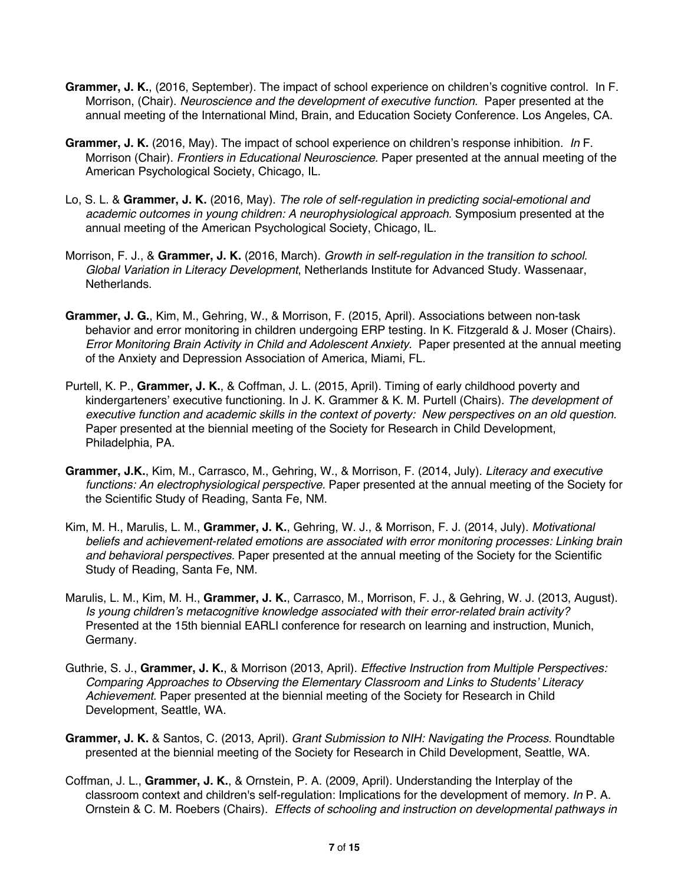**Grammer, J. K.**, (2016, September). The impact of school experience on children's cognitive control. In F. Morrison, (Chair). *Neuroscience and the development of executive function.* Paper presented at the annual meeting of the International Mind, Brain, and Education Society Conference. Los Angeles, CA.

**Grammer, J. K.** (2016, May). The impact of school experience on children's response inhibition. *In* F. Morrison (Chair). *Frontiers in Educational Neuroscience.* Paper presented at the annual meeting of the American Psychological Society, Chicago, IL.

Lo, S. L. & **Grammer, J. K.** (2016, May). *The role of self-regulation in predicting social-emotional and academic outcomes in young children: A neurophysiological approach.* Symposium presented at the annual meeting of the American Psychological Society, Chicago, IL.

Morrison, F. J., & **Grammer, J. K.** (2016, March). *Growth in self-regulation in the transition to school. Global Variation in Literacy Development*, Netherlands Institute for Advanced Study. Wassenaar, Netherlands.

**Grammer, J. G.**, Kim, M., Gehring, W., & Morrison, F. (2015, April). Associations between non-task behavior and error monitoring in children undergoing ERP testing. In K. Fitzgerald & J. Moser (Chairs). *Error Monitoring Brain Activity in Child and Adolescent Anxiety.* Paper presented at the annual meeting of the Anxiety and Depression Association of America, Miami, FL.

Purtell, K. P., **Grammer, J. K.**, & Coffman, J. L. (2015, April). Timing of early childhood poverty and kindergarteners' executive functioning. In J. K. Grammer & K. M. Purtell (Chairs). *The development of executive function and academic skills in the context of poverty: New perspectives on an old question*. Paper presented at the biennial meeting of the Society for Research in Child Development, Philadelphia, PA.

**Grammer, J.K.**, Kim, M., Carrasco, M., Gehring, W., & Morrison, F. (2014, July). *Literacy and executive functions: An electrophysiological perspective.* Paper presented at the annual meeting of the Society for the Scientific Study of Reading, Santa Fe, NM.

Kim, M. H., Marulis, L. M., **Grammer, J. K.**, Gehring, W. J., & Morrison, F. J. (2014, July). *Motivational beliefs and achievement-related emotions are associated with error monitoring processes: Linking brain and behavioral perspectives.* Paper presented at the annual meeting of the Society for the Scientific Study of Reading, Santa Fe, NM.

Marulis, L. M., Kim, M. H., **Grammer, J. K.**, Carrasco, M., Morrison, F. J., & Gehring, W. J. (2013, August). *Is young children's metacognitive knowledge associated with their error-related brain activity?* Presented at the 15th biennial EARLI conference for research on learning and instruction, Munich, Germany.

Guthrie, S. J., **Grammer, J. K.**, & Morrison (2013, April). *Effective Instruction from Multiple Perspectives: Comparing Approaches to Observing the Elementary Classroom and Links to Students' Literacy Achievement.* Paper presented at the biennial meeting of the Society for Research in Child Development, Seattle, WA.

**Grammer, J. K.** & Santos, C. (2013, April). *Grant Submission to NIH: Navigating the Process*. Roundtable presented at the biennial meeting of the Society for Research in Child Development, Seattle, WA.

Coffman, J. L., **Grammer, J. K.**, & Ornstein, P. A. (2009, April). Understanding the Interplay of the classroom context and children's self-regulation: Implications for the development of memory. *In* P. A. Ornstein & C. M. Roebers (Chairs). *Effects of schooling and instruction on developmental pathways in*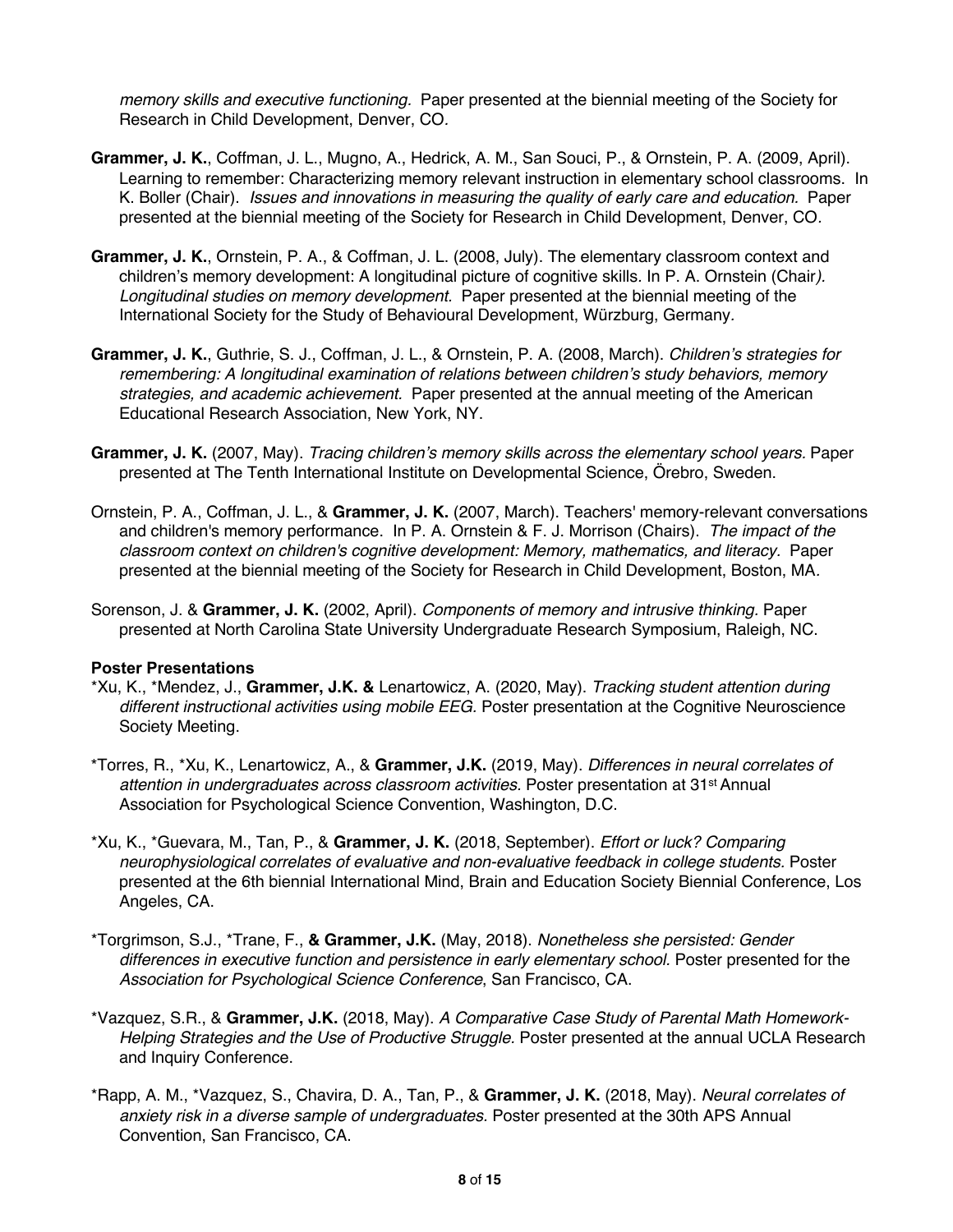*memory skills and executive functioning.* Paper presented at the biennial meeting of the Society for Research in Child Development, Denver, CO.

**Grammer, J. K.**, Coffman, J. L., Mugno, A., Hedrick, A. M., San Souci, P., & Ornstein, P. A. (2009, April). Learning to remember: Characterizing memory relevant instruction in elementary school classrooms. In K. Boller (Chair). *Issues and innovations in measuring the quality of early care and education.* Paper presented at the biennial meeting of the Society for Research in Child Development, Denver, CO.

**Grammer, J. K.**, Ornstein, P. A., & Coffman, J. L. (2008, July). The elementary classroom context and children's memory development: A longitudinal picture of cognitive skills. In P. A. Ornstein (Chair). *Longitudinal studies on memory development.* Paper presented at the biennial meeting of the International Society for the Study of Behavioural Development, Würzburg, Germany.

**Grammer, J. K.**, Guthrie, S. J., Coffman, J. L., & Ornstein, P. A. (2008, March). *Children's strategies for remembering: A longitudinal examination of relations between children's study behaviors, memory strategies, and academic achievement.* Paper presented at the annual meeting of the American Educational Research Association, New York, NY.

**Grammer, J. K.** (2007, May). *Tracing children's memory skills across the elementary school years.* Paper presented at The Tenth International Institute on Developmental Science, Örebro, Sweden.

Ornstein, P. A., Coffman, J. L., & **Grammer, J. K.** (2007, March). Teachers' memory-relevant conversations and children's memory performance. In P. A. Ornstein & F. J. Morrison (Chairs). *The impact of the classroom context on children's cognitive development: Memory, mathematics, and literacy.* Paper presented at the biennial meeting of the Society for Research in Child Development, Boston, MA.

Sorenson, J. & **Grammer, J. K.** (2002, April). *Components of memory and intrusive thinking.* Paper presented at North Carolina State University Undergraduate Research Symposium, Raleigh, NC.

**Poster Presentations**

*Xu, K., *Mendez, J., **Grammer, J.K. &** Lenartowicz, A. (2020, May). *Tracking student attention during different instructional activities using mobile EEG.* Poster presentation at the Cognitive Neuroscience Society Meeting.

*Torres, R., *Xu, K., Lenartowicz, A., & **Grammer, J.K.** (2019, May). *Differences in neural correlates of attention in undergraduates across classroom activities.* Poster presentation at 31st Annual Association for Psychological Science Convention, Washington, D.C.

*Xu, K., *Guevara, M., Tan, P., & **Grammer, J. K.** (2018, September). *Effort or luck? Comparing neurophysiological correlates of evaluative and non-evaluative feedback in college students.* Poster presented at the 6th biennial International Mind, Brain and Education Society Biennial Conference, Los Angeles, CA.

*Torgrimson, S.J., *Trane, F., **& Grammer, J.K.** (May, 2018). *Nonetheless she persisted: Gender differences in executive function and persistence in early elementary school.* Poster presented for the *Association for Psychological Science Conference*, San Francisco, CA.

*Vazquez, S.R., & **Grammer, J.K.** (2018, May). *A Comparative Case Study of Parental Math Homework-Helping Strategies and the Use of Productive Struggle.* Poster presented at the annual UCLA Research and Inquiry Conference.

*Rapp, A. M., *Vazquez, S., Chavira, D. A., Tan, P., & **Grammer, J. K.** (2018, May). *Neural correlates of anxiety risk in a diverse sample of undergraduates.* Poster presented at the 30th APS Annual Convention, San Francisco, CA.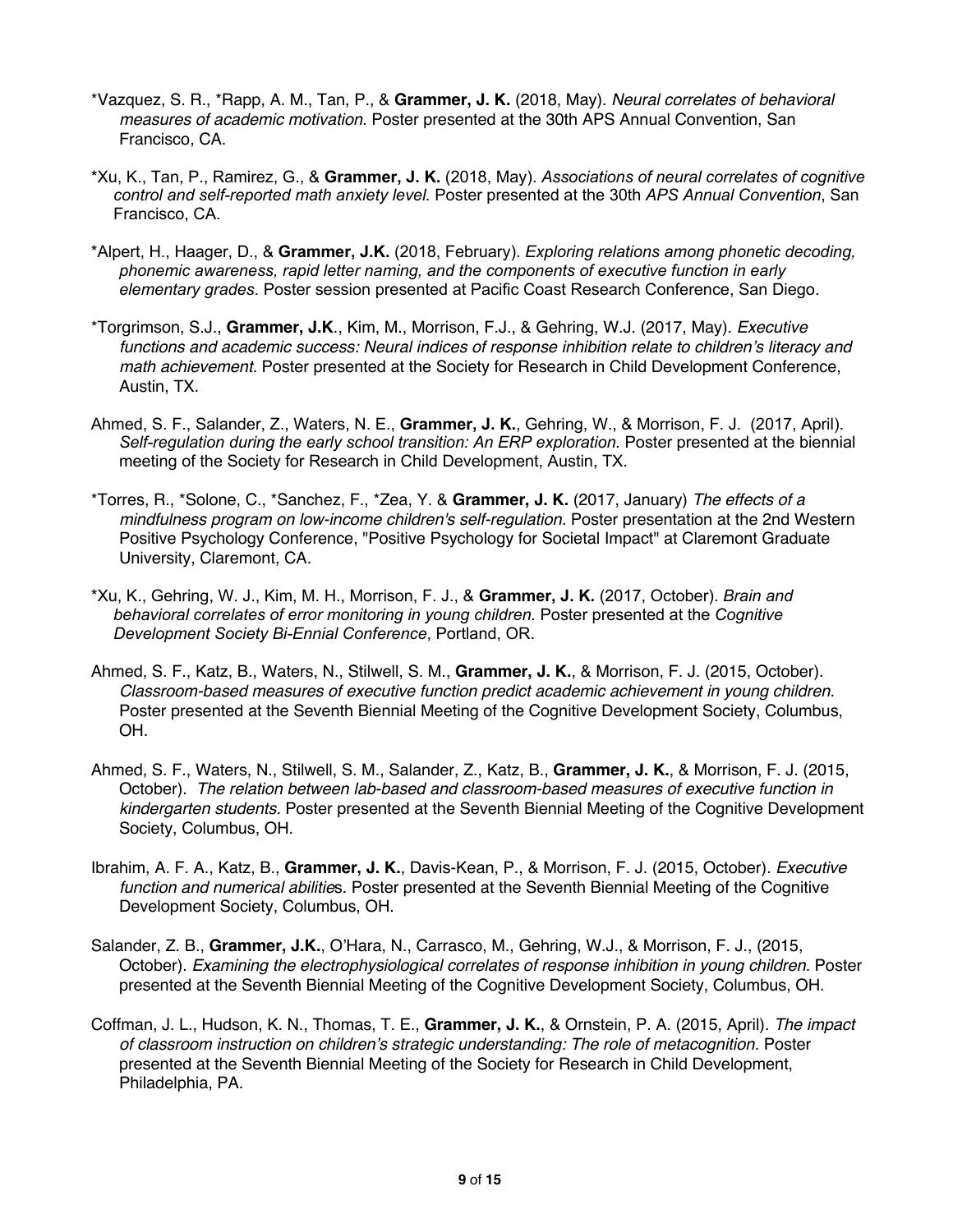*Vazquez, S. R., *Rapp, A. M., Tan, P., & **Grammer, J. K.** (2018, May). *Neural correlates of behavioral measures of academic motivation.* Poster presented at the 30th APS Annual Convention, San Francisco, CA.

*Xu, K., Tan, P., Ramirez, G., & **Grammer, J. K.** (2018, May). *Associations of neural correlates of cognitive control and self-reported math anxiety level.* Poster presented at the 30th *APS Annual Convention*, San Francisco, CA.

*Alpert, H., Haager, D., & **Grammer, J.K.** (2018, February). *Exploring relations among phonetic decoding, phonemic awareness, rapid letter naming, and the components of executive function in early elementary grades*. Poster session presented at Pacific Coast Research Conference, San Diego.

*Torgrimson, S.J., **Grammer, J.K**., Kim, M., Morrison, F.J., & Gehring, W.J. (2017, May). *Executive functions and academic success: Neural indices of response inhibition relate to children's literacy and math achievement.* Poster presented at the Society for Research in Child Development Conference, Austin, TX.

Ahmed, S. F., Salander, Z., Waters, N. E., **Grammer, J. K.**, Gehring, W., & Morrison, F. J. (2017, April). *Self-regulation during the early school transition: An ERP exploration.* Poster presented at the biennial meeting of the Society for Research in Child Development, Austin, TX.

*Torres, R., *Solone, C., *Sanchez, F., *Zea, Y. & **Grammer, J. K.** (2017, January) *The effects of a mindfulness program on low-income children's self-regulation.* Poster presentation at the 2nd Western Positive Psychology Conference, "Positive Psychology for Societal Impact" at Claremont Graduate University, Claremont, CA.

*Xu, K., Gehring, W. J., Kim, M. H., Morrison, F. J., & **Grammer, J. K.** (2017, October). *Brain and behavioral correlates of error monitoring in young children.* Poster presented at the *Cognitive Development Society Bi-Ennial Conference*, Portland, OR.

Ahmed, S. F., Katz, B., Waters, N., Stilwell, S. M., **Grammer, J. K.**, & Morrison, F. J. (2015, October). *Classroom-based measures of executive function predict academic achievement in young children.* Poster presented at the Seventh Biennial Meeting of the Cognitive Development Society, Columbus, OH.

Ahmed, S. F., Waters, N., Stilwell, S. M., Salander, Z., Katz, B., **Grammer, J. K.**, & Morrison, F. J. (2015, October). *The relation between lab-based and classroom-based measures of executive function in kindergarten students.* Poster presented at the Seventh Biennial Meeting of the Cognitive Development Society, Columbus, OH.

Ibrahim, A. F. A., Katz, B., **Grammer, J. K.**, Davis-Kean, P., & Morrison, F. J. (2015, October). *Executive function and numerical abilities*. Poster presented at the Seventh Biennial Meeting of the Cognitive Development Society, Columbus, OH.

Salander, Z. B., **Grammer, J.K.**, O'Hara, N., Carrasco, M., Gehring, W.J., & Morrison, F. J., (2015, October). *Examining the electrophysiological correlates of response inhibition in young children.* Poster presented at the Seventh Biennial Meeting of the Cognitive Development Society, Columbus, OH.

Coffman, J. L., Hudson, K. N., Thomas, T. E., **Grammer, J. K.**, & Ornstein, P. A. (2015, April). *The impact of classroom instruction on children's strategic understanding: The role of metacognition.* Poster presented at the Seventh Biennial Meeting of the Society for Research in Child Development, Philadelphia, PA.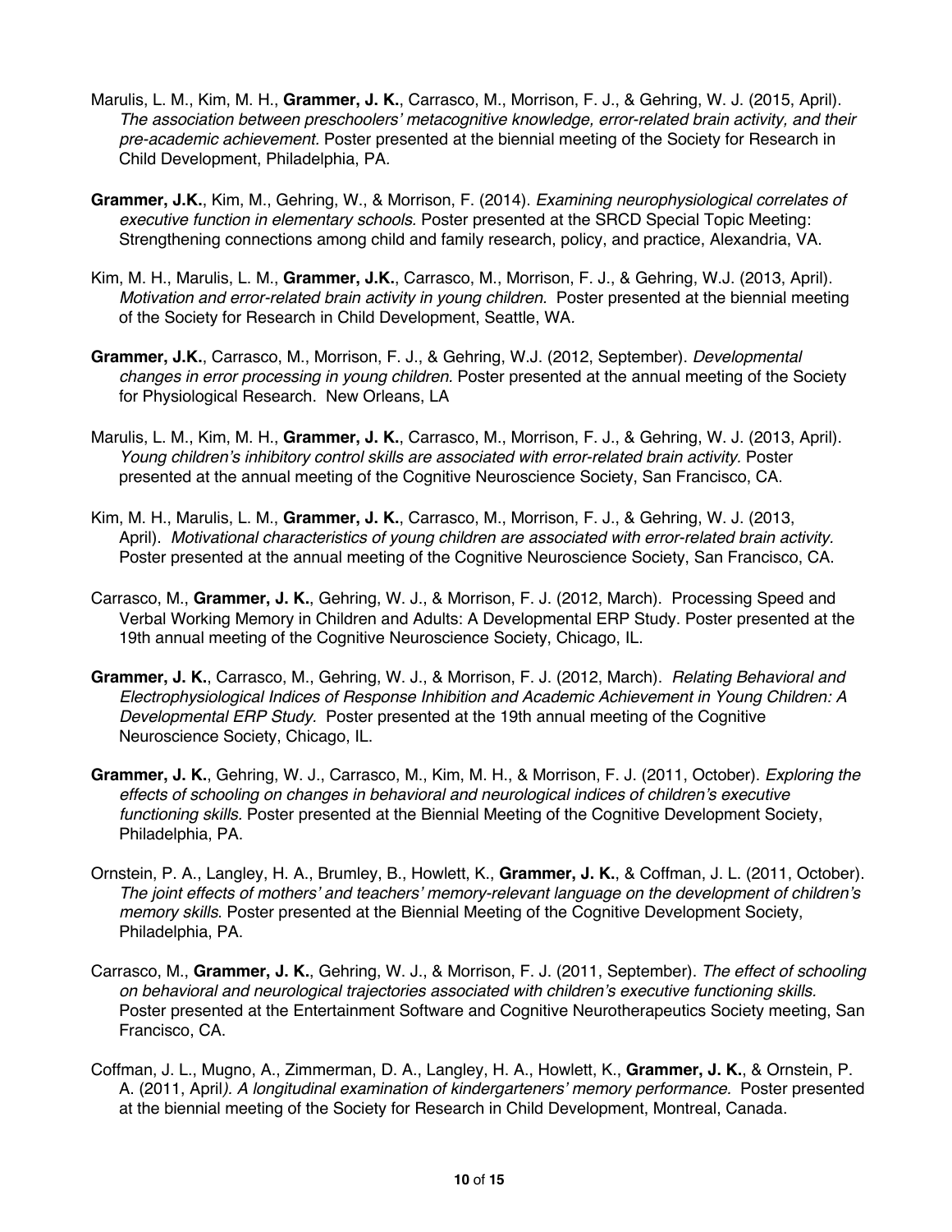Marulis, L. M., Kim, M. H., **Grammer, J. K.**, Carrasco, M., Morrison, F. J., & Gehring, W. J. (2015, April). *The association between preschoolers' metacognitive knowledge, error-related brain activity, and their pre-academic achievement*. Poster presented at the biennial meeting of the Society for Research in Child Development, Philadelphia, PA.

**Grammer, J.K.**, Kim, M., Gehring, W., & Morrison, F. (2014). *Examining neurophysiological correlates of executive function in elementary schools.* Poster presented at the SRCD Special Topic Meeting: Strengthening connections among child and family research, policy, and practice, Alexandria, VA.

Kim, M. H., Marulis, L. M., **Grammer, J.K.**, Carrasco, M., Morrison, F. J., & Gehring, W.J. (2013, April). *Motivation and error-related brain activity in young children.* Poster presented at the biennial meeting of the Society for Research in Child Development, Seattle, WA.

**Grammer, J.K.**, Carrasco, M., Morrison, F. J., & Gehring, W.J. (2012, September). *Developmental changes in error processing in young children.* Poster presented at the annual meeting of the Society for Physiological Research. New Orleans, LA

Marulis, L. M., Kim, M. H., **Grammer, J. K.**, Carrasco, M., Morrison, F. J., & Gehring, W. J. (2013, April). *Young children's inhibitory control skills are associated with error-related brain activity.* Poster presented at the annual meeting of the Cognitive Neuroscience Society, San Francisco, CA.

Kim, M. H., Marulis, L. M., **Grammer, J. K.**, Carrasco, M., Morrison, F. J., & Gehring, W. J. (2013, April). *Motivational characteristics of young children are associated with error-related brain activity.* Poster presented at the annual meeting of the Cognitive Neuroscience Society, San Francisco, CA.

Carrasco, M., **Grammer, J. K.**, Gehring, W. J., & Morrison, F. J. (2012, March). Processing Speed and Verbal Working Memory in Children and Adults: A Developmental ERP Study. Poster presented at the 19th annual meeting of the Cognitive Neuroscience Society, Chicago, IL.

**Grammer, J. K.**, Carrasco, M., Gehring, W. J., & Morrison, F. J. (2012, March). *Relating Behavioral and Electrophysiological Indices of Response Inhibition and Academic Achievement in Young Children: A Developmental ERP Study.* Poster presented at the 19th annual meeting of the Cognitive Neuroscience Society, Chicago, IL.

**Grammer, J. K.**, Gehring, W. J., Carrasco, M., Kim, M. H., & Morrison, F. J. (2011, October). *Exploring the effects of schooling on changes in behavioral and neurological indices of children's executive functioning skills.* Poster presented at the Biennial Meeting of the Cognitive Development Society, Philadelphia, PA.

Ornstein, P. A., Langley, H. A., Brumley, B., Howlett, K., **Grammer, J. K.**, & Coffman, J. L. (2011, October). *The joint effects of mothers' and teachers' memory-relevant language on the development of children's memory skills*. Poster presented at the Biennial Meeting of the Cognitive Development Society, Philadelphia, PA.

Carrasco, M., **Grammer, J. K.**, Gehring, W. J., & Morrison, F. J. (2011, September). *The effect of schooling on behavioral and neurological trajectories associated with children's executive functioning skills.* Poster presented at the Entertainment Software and Cognitive Neurotherapeutics Society meeting, San Francisco, CA.

Coffman, J. L., Mugno, A., Zimmerman, D. A., Langley, H. A., Howlett, K., **Grammer, J. K.**, & Ornstein, P. A. (2011, April*). A longitudinal examination of kindergarteners' memory performance.* Poster presented at the biennial meeting of the Society for Research in Child Development, Montreal, Canada.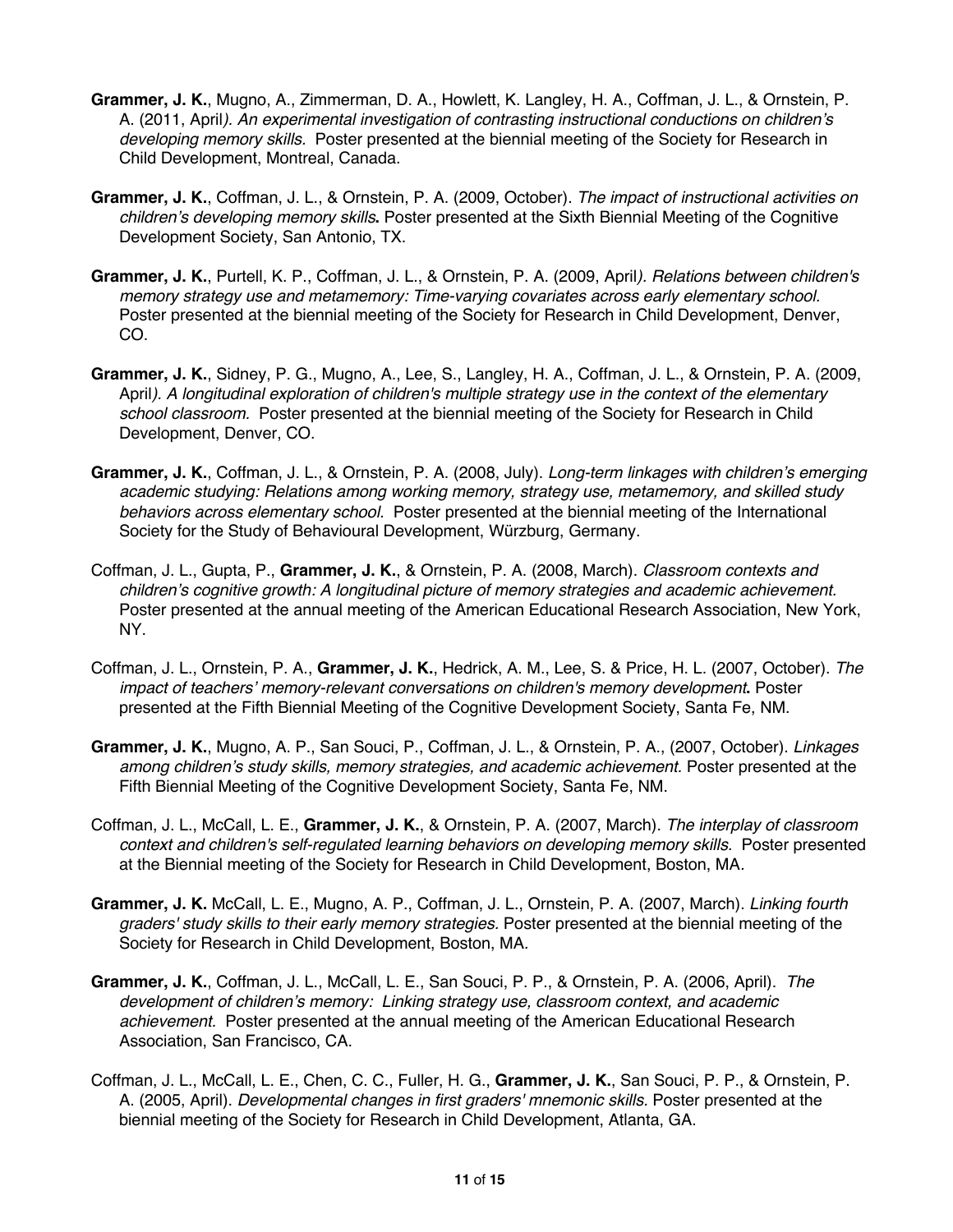**Grammer, J. K.**, Mugno, A., Zimmerman, D. A., Howlett, K. Langley, H. A., Coffman, J. L., & Ornstein, P. A. (2011, April*). An experimental investigation of contrasting instructional conductions on children's developing memory skills.* Poster presented at the biennial meeting of the Society for Research in Child Development, Montreal, Canada.

**Grammer, J. K.**, Coffman, J. L., & Ornstein, P. A. (2009, October). *The impact of instructional activities on children's developing memory skills***.** Poster presented at the Sixth Biennial Meeting of the Cognitive Development Society, San Antonio, TX.

**Grammer, J. K.**, Purtell, K. P., Coffman, J. L., & Ornstein, P. A. (2009, April*). Relations between children's memory strategy use and metamemory: Time-varying covariates across early elementary school.* Poster presented at the biennial meeting of the Society for Research in Child Development, Denver, CO.

**Grammer, J. K.**, Sidney, P. G., Mugno, A., Lee, S., Langley, H. A., Coffman, J. L., & Ornstein, P. A. (2009, April*). A longitudinal exploration of children's multiple strategy use in the context of the elementary school classroom.* Poster presented at the biennial meeting of the Society for Research in Child Development, Denver, CO.

**Grammer, J. K.**, Coffman, J. L., & Ornstein, P. A. (2008, July). *Long-term linkages with children's emerging academic studying: Relations among working memory, strategy use, metamemory, and skilled study behaviors across elementary school.* Poster presented at the biennial meeting of the International Society for the Study of Behavioural Development, Würzburg, Germany.

Coffman, J. L., Gupta, P., **Grammer, J. K.**, & Ornstein, P. A. (2008, March). *Classroom contexts and children's cognitive growth: A longitudinal picture of memory strategies and academic achievement.* Poster presented at the annual meeting of the American Educational Research Association, New York, NY.

Coffman, J. L., Ornstein, P. A., **Grammer, J. K.**, Hedrick, A. M., Lee, S. & Price, H. L. (2007, October). *The impact of teachers' memory-relevant conversations on children's memory development***.** Poster presented at the Fifth Biennial Meeting of the Cognitive Development Society, Santa Fe, NM.

**Grammer, J. K.**, Mugno, A. P., San Souci, P., Coffman, J. L., & Ornstein, P. A., (2007, October). *Linkages among children's study skills, memory strategies, and academic achievement.* Poster presented at the Fifth Biennial Meeting of the Cognitive Development Society, Santa Fe, NM.

Coffman, J. L., McCall, L. E., **Grammer, J. K.**, & Ornstein, P. A. (2007, March). *The interplay of classroom context and children's self-regulated learning behaviors on developing memory skills.* Poster presented at the Biennial meeting of the Society for Research in Child Development, Boston, MA.

**Grammer, J. K.** McCall, L. E., Mugno, A. P., Coffman, J. L., Ornstein, P. A. (2007, March). *Linking fourth graders' study skills to their early memory strategies.* Poster presented at the biennial meeting of the Society for Research in Child Development, Boston, MA.

**Grammer, J. K.**, Coffman, J. L., McCall, L. E., San Souci, P. P., & Ornstein, P. A. (2006, April). *The development of children's memory: Linking strategy use, classroom context, and academic achievement.* Poster presented at the annual meeting of the American Educational Research Association, San Francisco, CA.

Coffman, J. L., McCall, L. E., Chen, C. C., Fuller, H. G., **Grammer, J. K.**, San Souci, P. P., & Ornstein, P. A. (2005, April). *Developmental changes in first graders' mnemonic skills.* Poster presented at the biennial meeting of the Society for Research in Child Development, Atlanta, GA.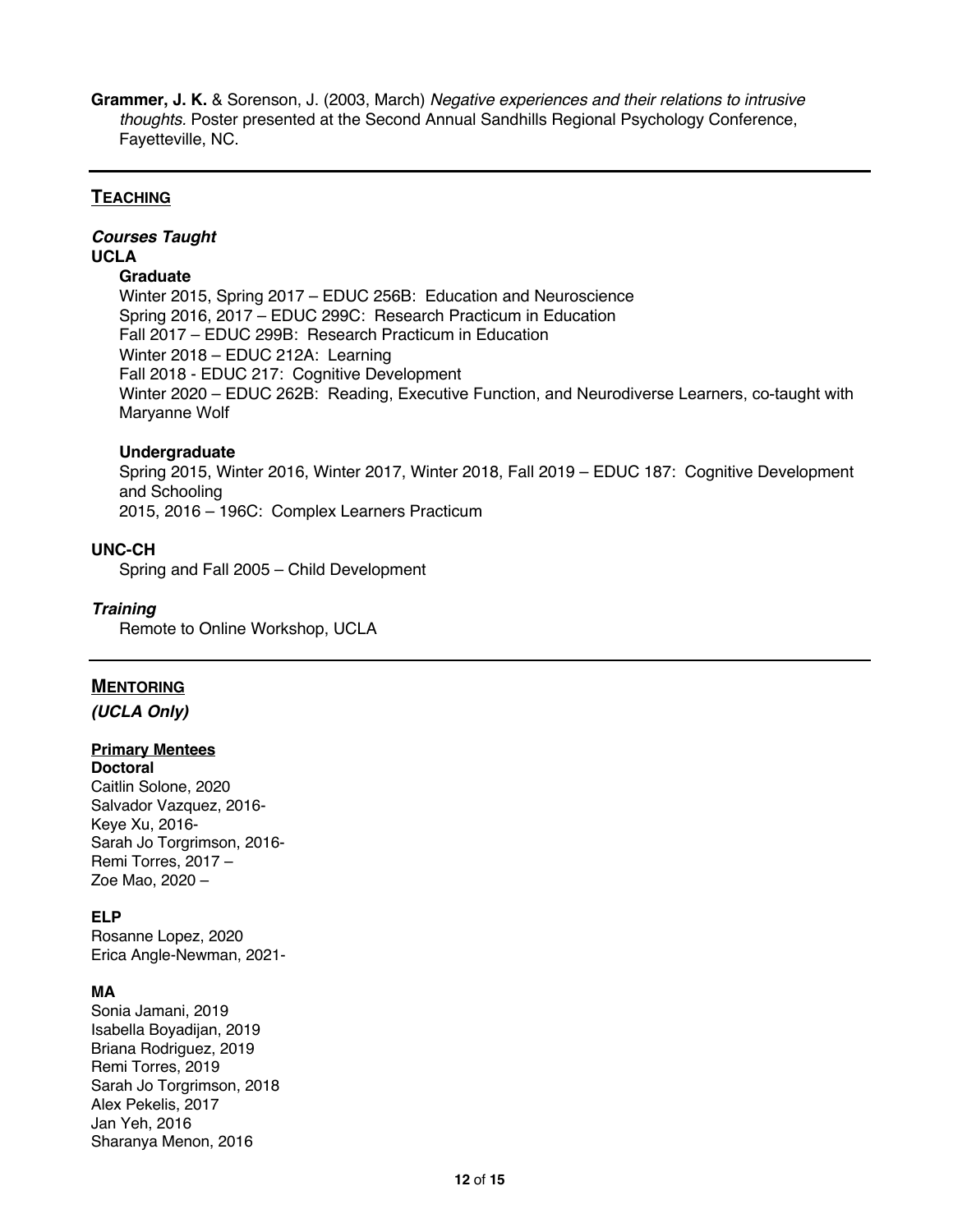**Grammer, J. K.** & Sorenson, J. (2003, March) *Negative experiences and their relations to intrusive thoughts.* Poster presented at the Second Annual Sandhills Regional Psychology Conference, Fayetteville, NC.

---

## TEACHING

### *Courses Taught*

**UCLA**

**Graduate**

Winter 2015, Spring 2017 – EDUC 256B: Education and Neuroscience
Spring 2016, 2017 – EDUC 299C: Research Practicum in Education
Fall 2017 – EDUC 299B: Research Practicum in Education
Winter 2018 – EDUC 212A: Learning
Fall 2018 - EDUC 217: Cognitive Development
Winter 2020 – EDUC 262B: Reading, Executive Function, and Neurodiverse Learners, co-taught with Maryanne Wolf

**Undergraduate**

Spring 2015, Winter 2016, Winter 2017, Winter 2018, Fall 2019 – EDUC 187: Cognitive Development and Schooling
2015, 2016 – 196C: Complex Learners Practicum

**UNC-CH**

Spring and Fall 2005 – Child Development

### *Training*

Remote to Online Workshop, UCLA

---

## MENTORING

***(UCLA Only)***

**Primary Mentees**

**Doctoral**

Caitlin Solone, 2020
Salvador Vazquez, 2016-
Keye Xu, 2016-
Sarah Jo Torgrimson, 2016-
Remi Torres, 2017 –
Zoe Mao, 2020 –

**ELP**

Rosanne Lopez, 2020
Erica Angle-Newman, 2021-

**MA**

Sonia Jamani, 2019
Isabella Boyadijan, 2019
Briana Rodriguez, 2019
Remi Torres, 2019
Sarah Jo Torgrimson, 2018
Alex Pekelis, 2017
Jan Yeh, 2016
Sharanya Menon, 2016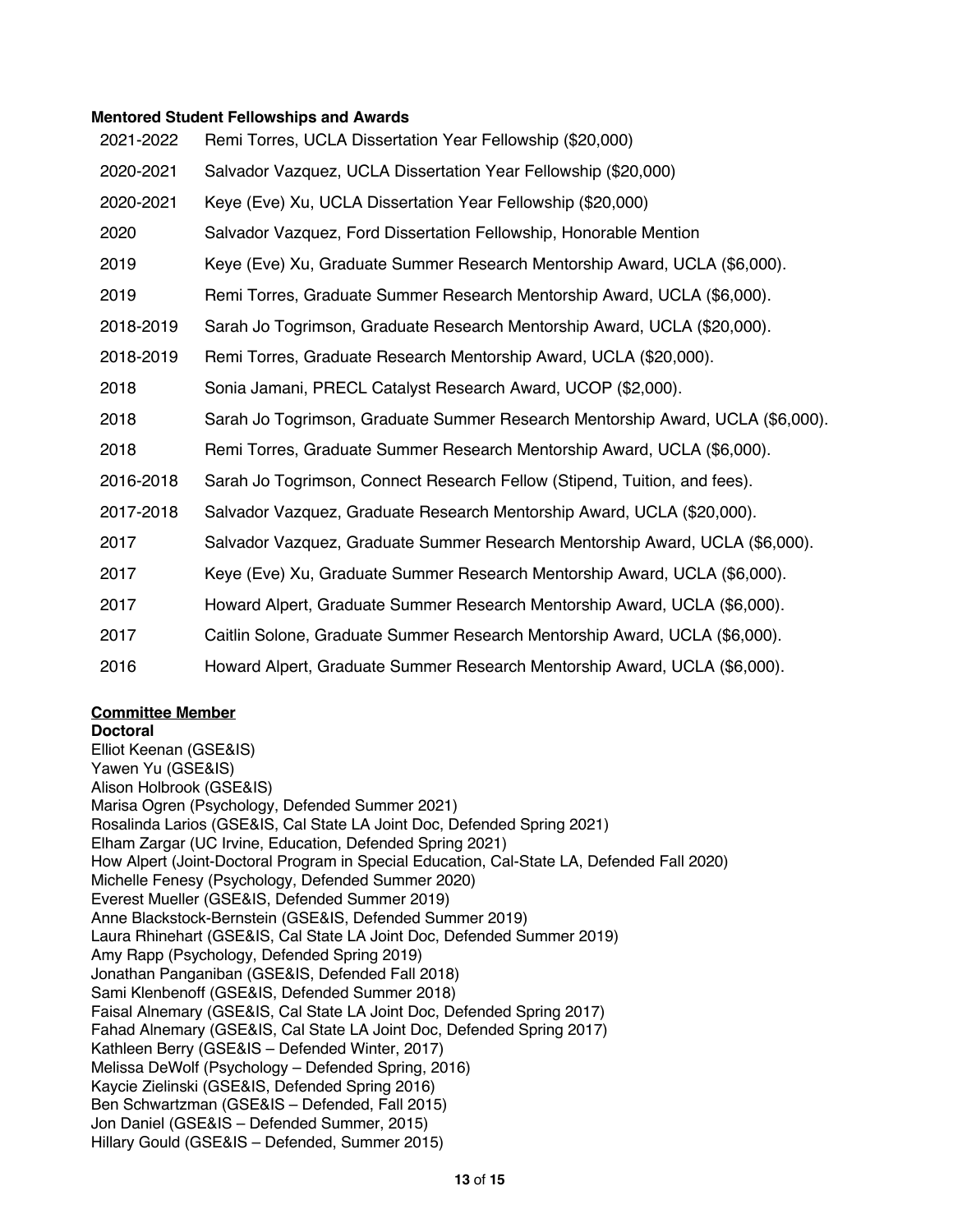**Mentored Student Fellowships and Awards**

| | |
|---|---|
| 2021-2022 | Remi Torres, UCLA Dissertation Year Fellowship ($20,000) |
| 2020-2021 | Salvador Vazquez, UCLA Dissertation Year Fellowship ($20,000) |
| 2020-2021 | Keye (Eve) Xu, UCLA Dissertation Year Fellowship ($20,000) |
| 2020 | Salvador Vazquez, Ford Dissertation Fellowship, Honorable Mention |
| 2019 | Keye (Eve) Xu, Graduate Summer Research Mentorship Award, UCLA ($6,000). |
| 2019 | Remi Torres, Graduate Summer Research Mentorship Award, UCLA ($6,000). |
| 2018-2019 | Sarah Jo Togrimson, Graduate Research Mentorship Award, UCLA ($20,000). |
| 2018-2019 | Remi Torres, Graduate Research Mentorship Award, UCLA ($20,000). |
| 2018 | Sonia Jamani, PRECL Catalyst Research Award, UCOP ($2,000). |
| 2018 | Sarah Jo Togrimson, Graduate Summer Research Mentorship Award, UCLA ($6,000). |
| 2018 | Remi Torres, Graduate Summer Research Mentorship Award, UCLA ($6,000). |
| 2016-2018 | Sarah Jo Togrimson, Connect Research Fellow (Stipend, Tuition, and fees). |
| 2017-2018 | Salvador Vazquez, Graduate Research Mentorship Award, UCLA ($20,000). |
| 2017 | Salvador Vazquez, Graduate Summer Research Mentorship Award, UCLA ($6,000). |
| 2017 | Keye (Eve) Xu, Graduate Summer Research Mentorship Award, UCLA ($6,000). |
| 2017 | Howard Alpert, Graduate Summer Research Mentorship Award, UCLA ($6,000). |
| 2017 | Caitlin Solone, Graduate Summer Research Mentorship Award, UCLA ($6,000). |
| 2016 | Howard Alpert, Graduate Summer Research Mentorship Award, UCLA ($6,000). |

**Committee Member**

**Doctoral**

Elliot Keenan (GSE&IS)
Yawen Yu (GSE&IS)
Alison Holbrook (GSE&IS)
Marisa Ogren (Psychology, Defended Summer 2021)
Rosalinda Larios (GSE&IS, Cal State LA Joint Doc, Defended Spring 2021)
Elham Zargar (UC Irvine, Education, Defended Spring 2021)
How Alpert (Joint-Doctoral Program in Special Education, Cal-State LA, Defended Fall 2020)
Michelle Fenesy (Psychology, Defended Summer 2020)
Everest Mueller (GSE&IS, Defended Summer 2019)
Anne Blackstock-Bernstein (GSE&IS, Defended Summer 2019)
Laura Rhinehart (GSE&IS, Cal State LA Joint Doc, Defended Summer 2019)
Amy Rapp (Psychology, Defended Spring 2019)
Jonathan Panganiban (GSE&IS, Defended Fall 2018)
Sami Klenbenoff (GSE&IS, Defended Summer 2018)
Faisal Alnemary (GSE&IS, Cal State LA Joint Doc, Defended Spring 2017)
Fahad Alnemary (GSE&IS, Cal State LA Joint Doc, Defended Spring 2017)
Kathleen Berry (GSE&IS – Defended Winter, 2017)
Melissa DeWolf (Psychology – Defended Spring, 2016)
Kaycie Zielinski (GSE&IS, Defended Spring 2016)
Ben Schwartzman (GSE&IS – Defended, Fall 2015)
Jon Daniel (GSE&IS – Defended Summer, 2015)
Hillary Gould (GSE&IS – Defended, Summer 2015)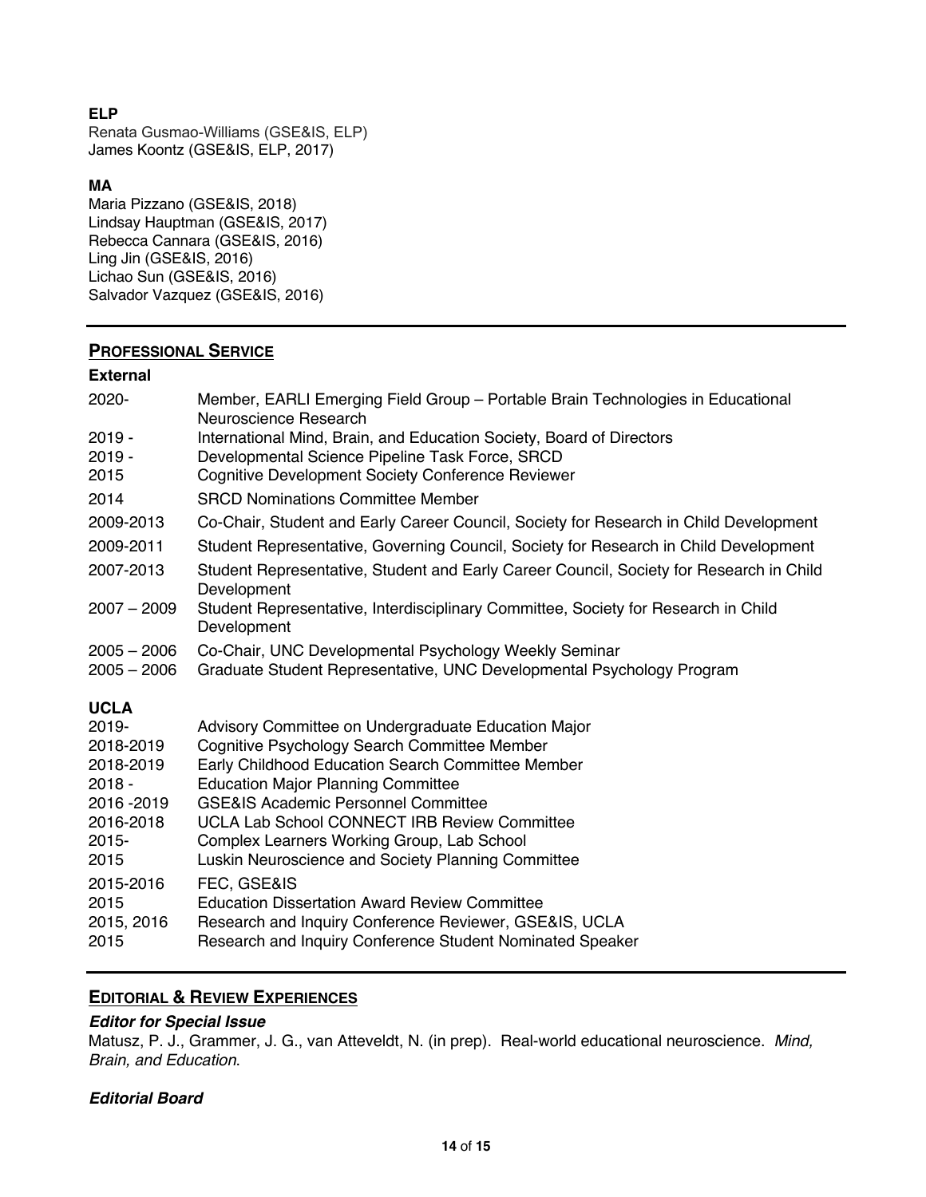**ELP**

Renata Gusmao-Williams (GSE&IS, ELP)
James Koontz (GSE&IS, ELP, 2017)

**MA**

Maria Pizzano (GSE&IS, 2018)
Lindsay Hauptman (GSE&IS, 2017)
Rebecca Cannara (GSE&IS, 2016)
Ling Jin (GSE&IS, 2016)
Lichao Sun (GSE&IS, 2016)
Salvador Vazquez (GSE&IS, 2016)

---

## PROFESSIONAL SERVICE

**External**

| | |
|---|---|
| 2020- | Member, EARLI Emerging Field Group – Portable Brain Technologies in Educational Neuroscience Research |
| 2019 - | International Mind, Brain, and Education Society, Board of Directors |
| 2019 - | Developmental Science Pipeline Task Force, SRCD |
| 2015 | Cognitive Development Society Conference Reviewer |
| 2014 | SRCD Nominations Committee Member |
| 2009-2013 | Co-Chair, Student and Early Career Council, Society for Research in Child Development |
| 2009-2011 | Student Representative, Governing Council, Society for Research in Child Development |
| 2007-2013 | Student Representative, Student and Early Career Council, Society for Research in Child Development |
| 2007 – 2009 | Student Representative, Interdisciplinary Committee, Society for Research in Child Development |
| 2005 – 2006 | Co-Chair, UNC Developmental Psychology Weekly Seminar |
| 2005 – 2006 | Graduate Student Representative, UNC Developmental Psychology Program |

**UCLA**

| | |
|---|---|
| 2019- | Advisory Committee on Undergraduate Education Major |
| 2018-2019 | Cognitive Psychology Search Committee Member |
| 2018-2019 | Early Childhood Education Search Committee Member |
| 2018 - | Education Major Planning Committee |
| 2016 -2019 | GSE&IS Academic Personnel Committee |
| 2016-2018 | UCLA Lab School CONNECT IRB Review Committee |
| 2015- | Complex Learners Working Group, Lab School |
| 2015 | Luskin Neuroscience and Society Planning Committee |
| 2015-2016 | FEC, GSE&IS |
| 2015 | Education Dissertation Award Review Committee |
| 2015, 2016 | Research and Inquiry Conference Reviewer, GSE&IS, UCLA |
| 2015 | Research and Inquiry Conference Student Nominated Speaker |

---

## EDITORIAL & REVIEW EXPERIENCES

***Editor for Special Issue***

Matusz, P. J., Grammer, J. G., van Atteveldt, N. (in prep). Real-world educational neuroscience. *Mind, Brain, and Education*.

***Editorial Board***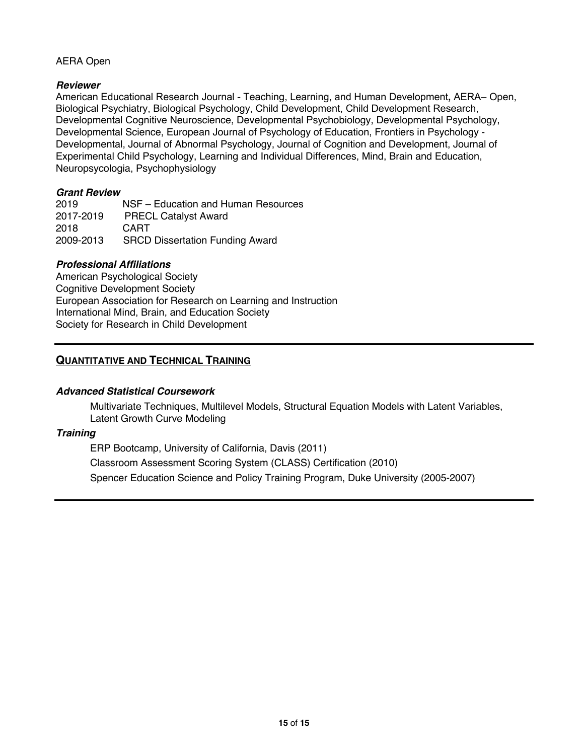AERA Open

***Reviewer***

American Educational Research Journal - Teaching, Learning, and Human Development**,** AERA– Open, Biological Psychiatry, Biological Psychology, Child Development, Child Development Research, Developmental Cognitive Neuroscience, Developmental Psychobiology, Developmental Psychology, Developmental Science, European Journal of Psychology of Education, Frontiers in Psychology - Developmental, Journal of Abnormal Psychology, Journal of Cognition and Development, Journal of Experimental Child Psychology, Learning and Individual Differences, Mind, Brain and Education, Neuropsycologia, Psychophysiology

***Grant Review***

| | |
|---|---|
| 2019 | NSF – Education and Human Resources |
| 2017-2019 | PRECL Catalyst Award |
| 2018 | CART |
| 2009-2013 | SRCD Dissertation Funding Award |

***Professional Affiliations***

American Psychological Society
Cognitive Development Society
European Association for Research on Learning and Instruction
International Mind, Brain, and Education Society
Society for Research in Child Development

## QUANTITATIVE AND TECHNICAL TRAINING

***Advanced Statistical Coursework***

Multivariate Techniques, Multilevel Models, Structural Equation Models with Latent Variables, Latent Growth Curve Modeling

***Training***

ERP Bootcamp, University of California, Davis (2011)

Classroom Assessment Scoring System (CLASS) Certification (2010)

Spencer Education Science and Policy Training Program, Duke University (2005-2007)